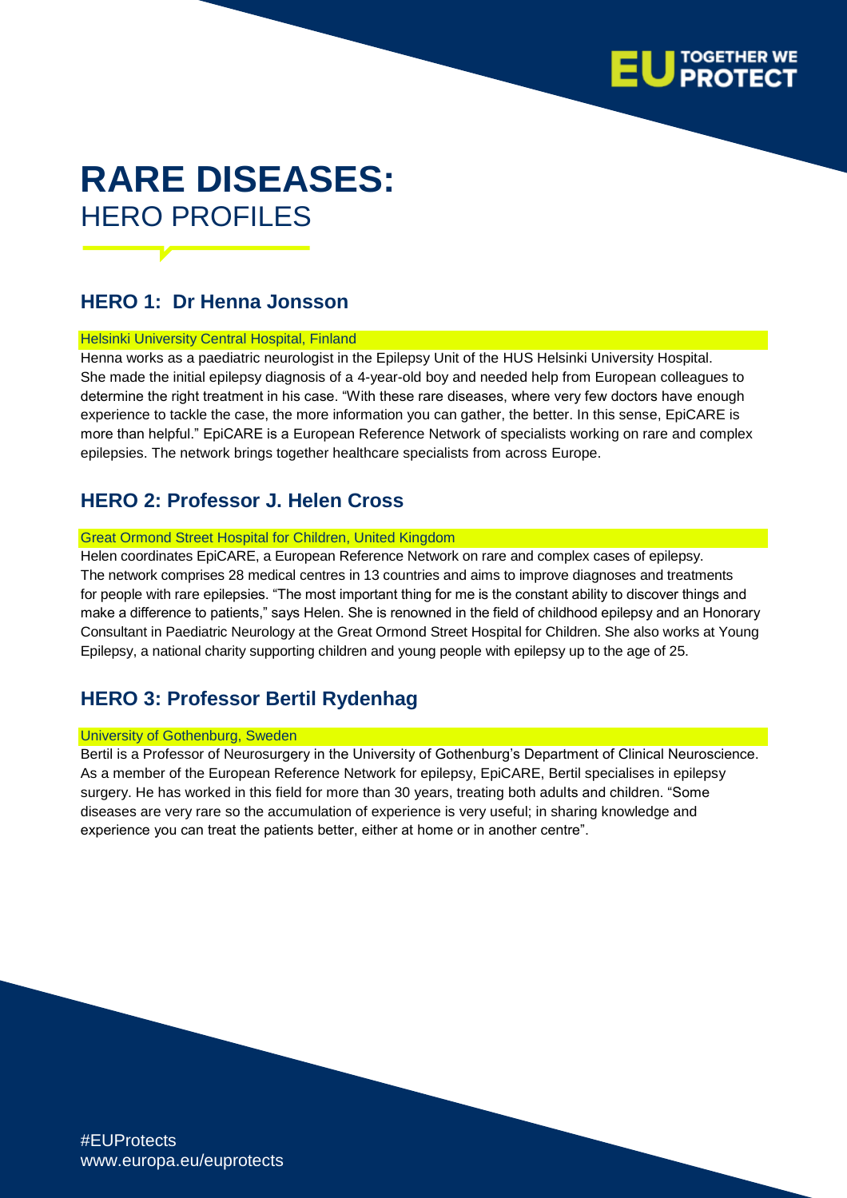# RARE DISEASES:

HERO PROFILES

## HERO 1: Dr Henna Jonsson

Helsinki University Central Hospital, Finland

Henna works as a paediatric neurologist in the Epilepsy Unit of the HUS Helsinki University Hospital. She made the initial epilepsy diagnosis of a 4-year-old boy and needed help from European colleagues to determine the right treatment in his case. “With these rare diseases, where very few doctors have enough experience to tackle the case, the more information you can gather, the better. In this sense, EpiCARE is more than helpful.” EpiCARE is a European Reference Network of specialists working on rare and complex epilepsies. The network brings together healthcare specialists from across Europe.

## HERO 2: Professor J. Helen Cross

Great Ormond Street Hospital for Children, United Kingdom

Helen coordinates EpiCARE, a European Reference Network on rare and complex cases of epilepsy. The network comprises 28 medical centres in 13 countries and aims to improve diagnoses and treatments for people with rare epilepsies. “The most important thing for me is the constant ability to discover things and make a difference to patients,” says Helen. She is renowned in the field of childhood epilepsy and an Honorary Consultant in Paediatric Neurology at the Great Ormond Street Hospital for Children. She also works at Young Epilepsy, a national charity supporting children and young people with epilepsy up to the age of 25.

## HERO 3: Professor Bertil Rydenhag

University of Gothenburg, Sweden

Bertil is a Professor of Neurosurgery in the University of Gothenburg’s Department of Clinical Neuroscience. As a member of the European Reference Network for epilepsy, EpiCARE, Bertil specialises in epilepsy surgery. He has worked in this field for more than 30 years, treating both adults and children. “Some diseases are very rare so the accumulation of experience is very useful; in sharing knowledge and experience you can treat the patients better, either at home or in another centre”.

#EUProtects
www.europa.eu/euprotects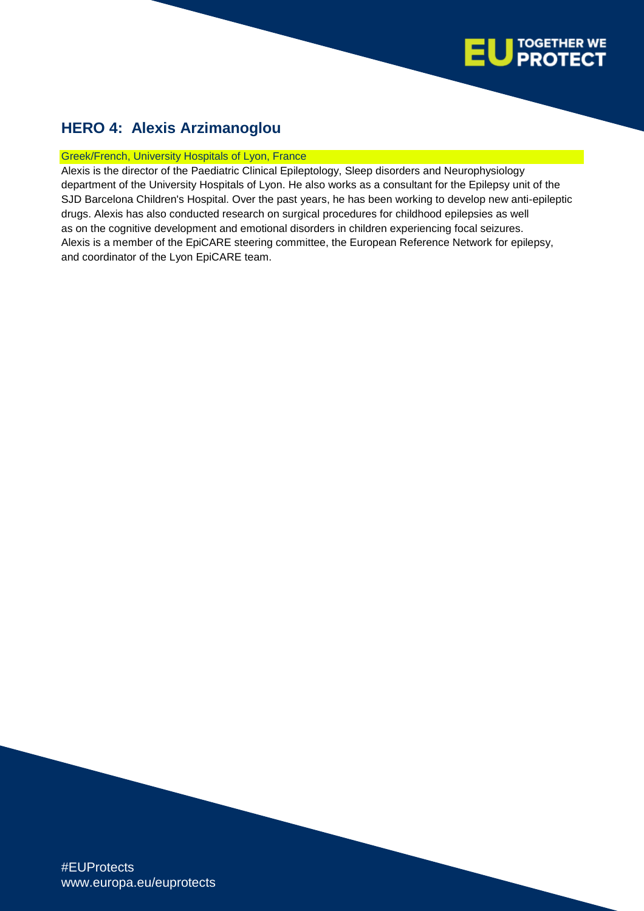## HERO 4: Alexis Arzimanoglou

Greek/French, University Hospitals of Lyon, France

Alexis is the director of the Paediatric Clinical Epileptology, Sleep disorders and Neurophysiology department of the University Hospitals of Lyon. He also works as a consultant for the Epilepsy unit of the SJD Barcelona Children's Hospital. Over the past years, he has been working to develop new anti-epileptic drugs. Alexis has also conducted research on surgical procedures for childhood epilepsies as well as on the cognitive development and emotional disorders in children experiencing focal seizures. Alexis is a member of the EpiCARE steering committee, the European Reference Network for epilepsy, and coordinator of the Lyon EpiCARE team.